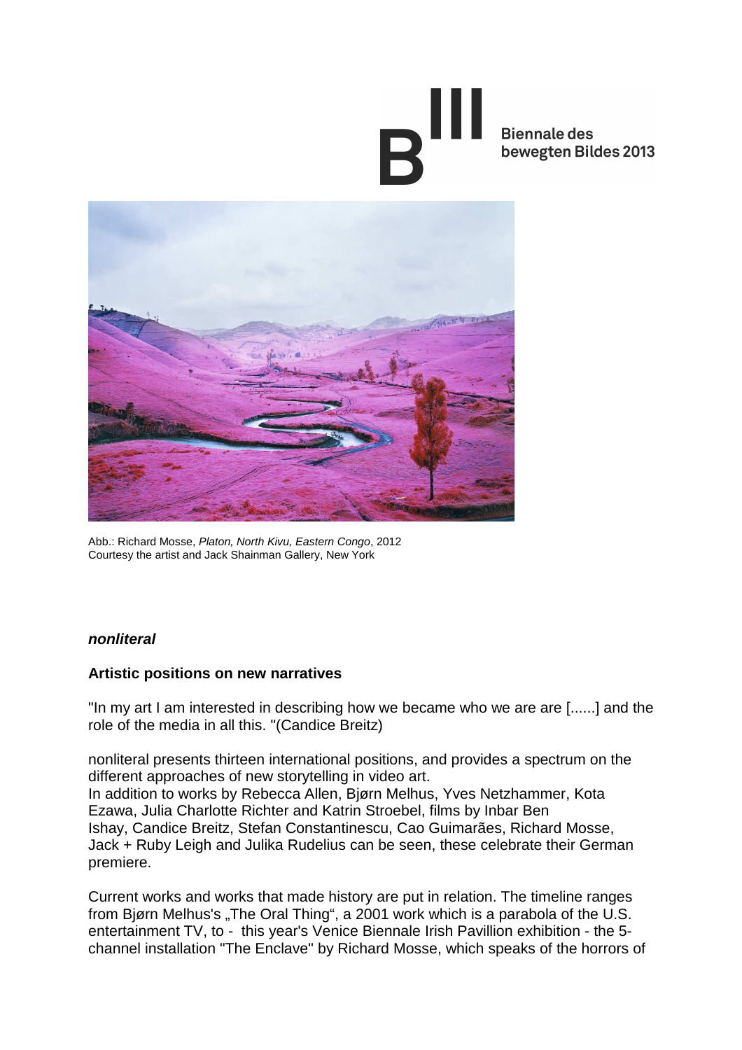Biennale des bewegten Bildes 2013

Abb.: Richard Mosse, *Platon, North Kivu, Eastern Congo*, 2012
Courtesy the artist and Jack Shainman Gallery, New York

## *nonliteral*

### Artistic positions on new narratives

"In my art I am interested in describing how we became who we are are [......] and the role of the media in all this. "(Candice Breitz)

nonliteral presents thirteen international positions, and provides a spectrum on the different approaches of new storytelling in video art.
In addition to works by Rebecca Allen, Bjørn Melhus, Yves Netzhammer, Kota Ezawa, Julia Charlotte Richter and Katrin Stroebel, films by Inbar Ben Ishay, Candice Breitz, Stefan Constantinescu, Cao Guimarães, Richard Mosse, Jack + Ruby Leigh and Julika Rudelius can be seen, these celebrate their German premiere.

Current works and works that made history are put in relation. The timeline ranges from Bjørn Melhus's „The Oral Thing", a 2001 work which is a parabola of the U.S. entertainment TV, to - this year's Venice Biennale Irish Pavillion exhibition - the 5-channel installation "The Enclave" by Richard Mosse, which speaks of the horrors of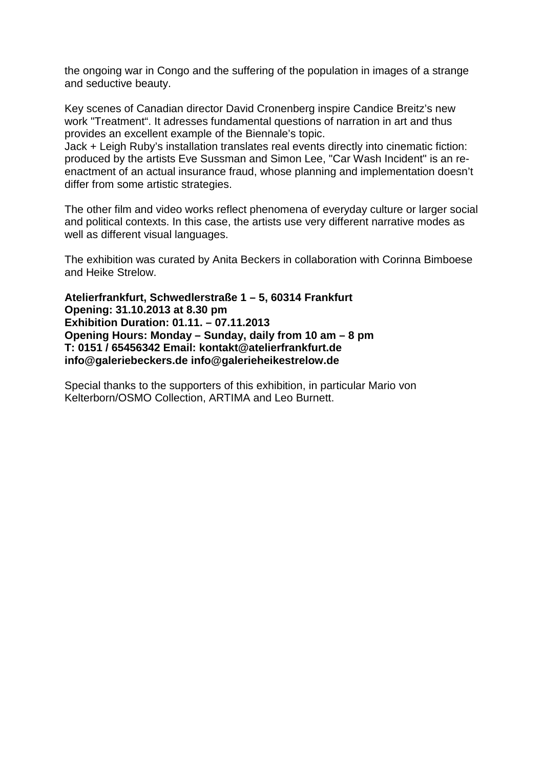the ongoing war in Congo and the suffering of the population in images of a strange and seductive beauty.

Key scenes of Canadian director David Cronenberg inspire Candice Breitz's new work "Treatment". It adresses fundamental questions of narration in art and thus provides an excellent example of the Biennale's topic.
Jack + Leigh Ruby's installation translates real events directly into cinematic fiction: produced by the artists Eve Sussman and Simon Lee, "Car Wash Incident" is an re-enactment of an actual insurance fraud, whose planning and implementation doesn't differ from some artistic strategies.

The other film and video works reflect phenomena of everyday culture or larger social and political contexts. In this case, the artists use very different narrative modes as well as different visual languages.

The exhibition was curated by Anita Beckers in collaboration with Corinna Bimboese and Heike Strelow.

**Atelierfrankfurt, Schwedlerstraße 1 – 5, 60314 Frankfurt**
**Opening: 31.10.2013 at 8.30 pm**
**Exhibition Duration: 01.11. – 07.11.2013**
**Opening Hours: Monday – Sunday, daily from 10 am – 8 pm**
**T: 0151 / 65456342 Email: kontakt@atelierfrankfurt.de**
**info@galeriebeckers.de info@galerieheikestrelow.de**

Special thanks to the supporters of this exhibition, in particular Mario von Kelterborn/OSMO Collection, ARTIMA and Leo Burnett.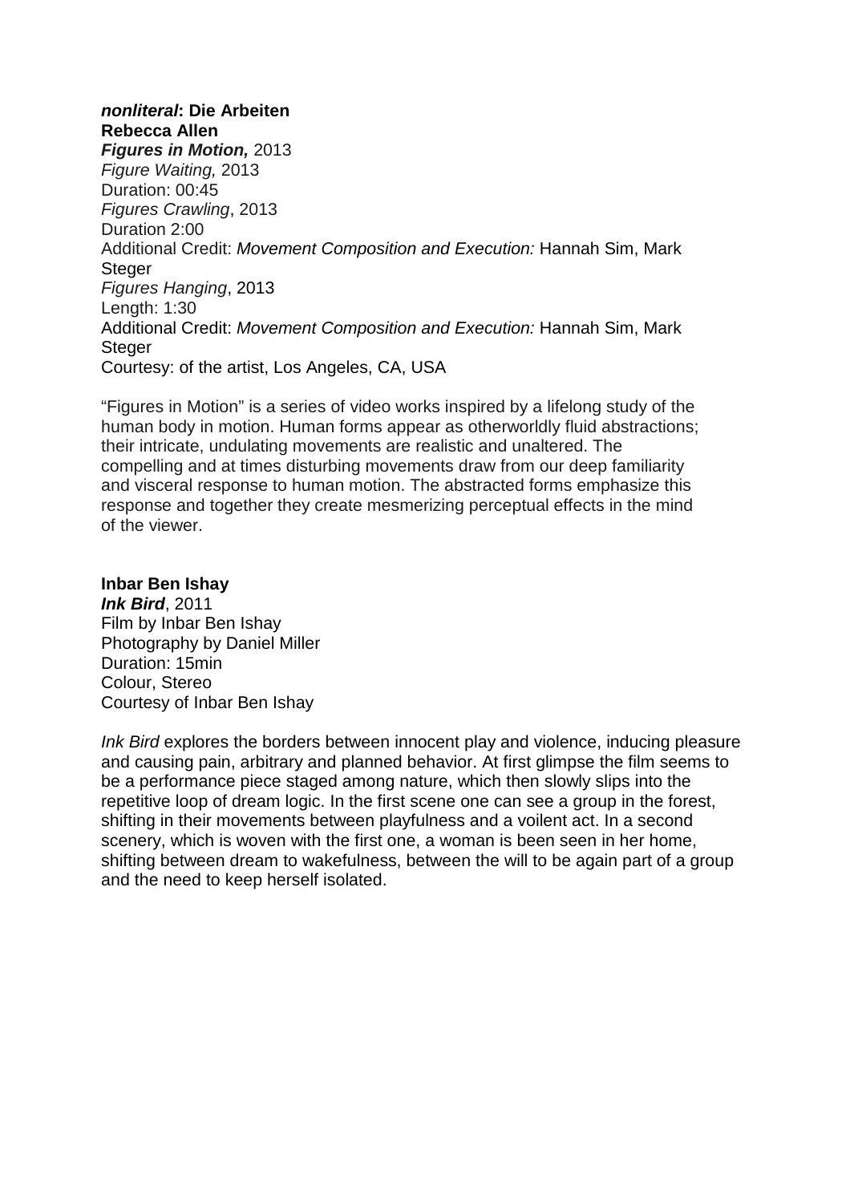***nonliteral*: Die Arbeiten**
**Rebecca Allen**
***Figures in Motion,*** 2013
*Figure Waiting,* 2013
Duration: 00:45
*Figures Crawling*, 2013
Duration 2:00
Additional Credit: *Movement Composition and Execution:* Hannah Sim, Mark Steger
*Figures Hanging*, 2013
Length: 1:30
Additional Credit: *Movement Composition and Execution:* Hannah Sim, Mark Steger
Courtesy: of the artist, Los Angeles, CA, USA

"Figures in Motion" is a series of video works inspired by a lifelong study of the human body in motion. Human forms appear as otherworldly fluid abstractions; their intricate, undulating movements are realistic and unaltered. The compelling and at times disturbing movements draw from our deep familiarity and visceral response to human motion. The abstracted forms emphasize this response and together they create mesmerizing perceptual effects in the mind of the viewer.

**Inbar Ben Ishay**
***Ink Bird***, 2011
Film by Inbar Ben Ishay
Photography by Daniel Miller
Duration: 15min
Colour, Stereo
Courtesy of Inbar Ben Ishay

*Ink Bird* explores the borders between innocent play and violence, inducing pleasure and causing pain, arbitrary and planned behavior. At first glimpse the film seems to be a performance piece staged among nature, which then slowly slips into the repetitive loop of dream logic. In the first scene one can see a group in the forest, shifting in their movements between playfulness and a voilent act. In a second scenery, which is woven with the first one, a woman is been seen in her home, shifting between dream to wakefulness, between the will to be again part of a group and the need to keep herself isolated.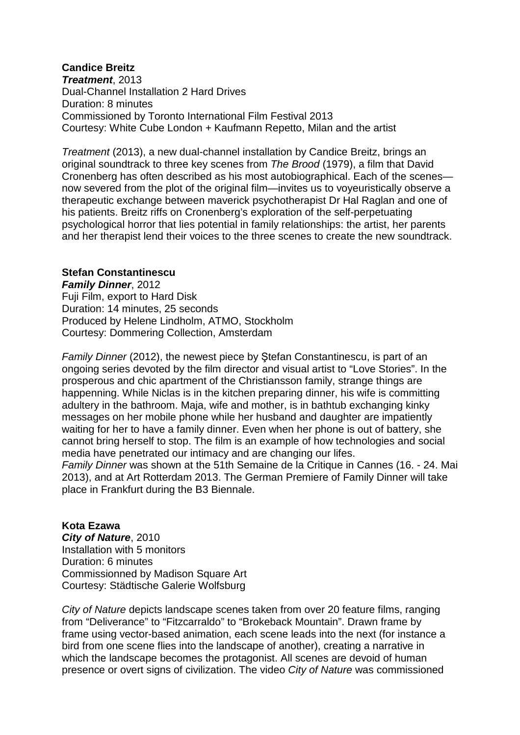**Candice Breitz**
***Treatment***, 2013
Dual-Channel Installation 2 Hard Drives
Duration: 8 minutes
Commissioned by Toronto International Film Festival 2013
Courtesy: White Cube London + Kaufmann Repetto, Milan and the artist

*Treatment* (2013), a new dual-channel installation by Candice Breitz, brings an original soundtrack to three key scenes from *The Brood* (1979), a film that David Cronenberg has often described as his most autobiographical. Each of the scenes—now severed from the plot of the original film—invites us to voyeuristically observe a therapeutic exchange between maverick psychotherapist Dr Hal Raglan and one of his patients. Breitz riffs on Cronenberg's exploration of the self-perpetuating psychological horror that lies potential in family relationships: the artist, her parents and her therapist lend their voices to the three scenes to create the new soundtrack.

**Stefan Constantinescu**
***Family Dinner***, 2012
Fuji Film, export to Hard Disk
Duration: 14 minutes, 25 seconds
Produced by Helene Lindholm, ATMO, Stockholm
Courtesy: Dommering Collection, Amsterdam

*Family Dinner* (2012), the newest piece by Ştefan Constantinescu, is part of an ongoing series devoted by the film director and visual artist to "Love Stories". In the prosperous and chic apartment of the Christiansson family, strange things are happenning. While Niclas is in the kitchen preparing dinner, his wife is committing adultery in the bathroom. Maja, wife and mother, is in bathtub exchanging kinky messages on her mobile phone while her husband and daughter are impatiently waiting for her to have a family dinner. Even when her phone is out of battery, she cannot bring herself to stop. The film is an example of how technologies and social media have penetrated our intimacy and are changing our lifes.
*Family Dinner* was shown at the 51th Semaine de la Critique in Cannes (16. - 24. Mai 2013), and at Art Rotterdam 2013. The German Premiere of Family Dinner will take place in Frankfurt during the B3 Biennale.

**Kota Ezawa**
***City of Nature***, 2010
Installation with 5 monitors
Duration: 6 minutes
Commissionned by Madison Square Art
Courtesy: Städtische Galerie Wolfsburg

*City of Nature* depicts landscape scenes taken from over 20 feature films, ranging from "Deliverance" to "Fitzcarraldo" to "Brokeback Mountain". Drawn frame by frame using vector-based animation, each scene leads into the next (for instance a bird from one scene flies into the landscape of another), creating a narrative in which the landscape becomes the protagonist. All scenes are devoid of human presence or overt signs of civilization. The video *City of Nature* was commissioned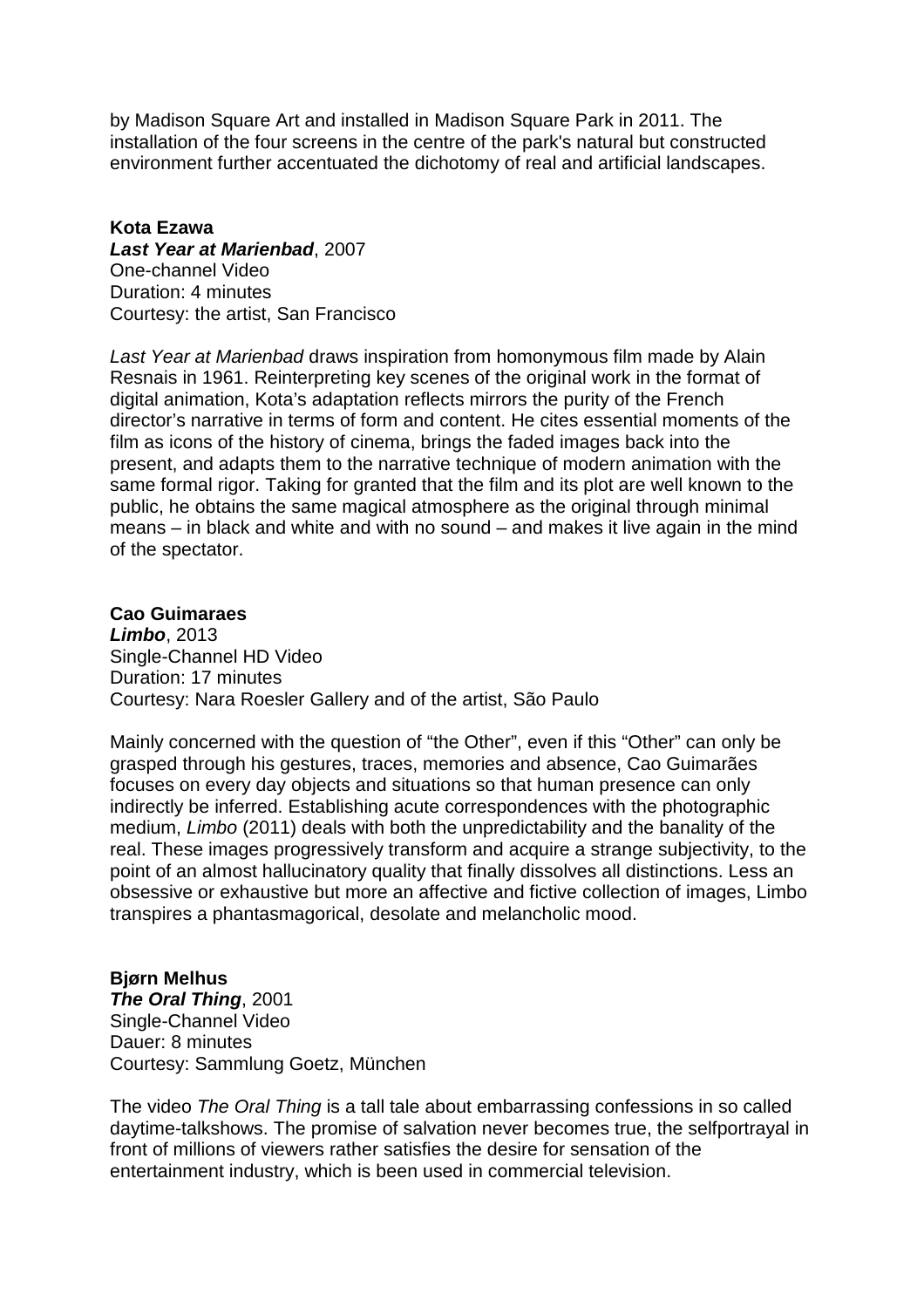by Madison Square Art and installed in Madison Square Park in 2011. The installation of the four screens in the centre of the park's natural but constructed environment further accentuated the dichotomy of real and artificial landscapes.

**Kota Ezawa**
***Last Year at Marienbad***, 2007
One-channel Video
Duration: 4 minutes
Courtesy: the artist, San Francisco

*Last Year at Marienbad* draws inspiration from homonymous film made by Alain Resnais in 1961. Reinterpreting key scenes of the original work in the format of digital animation, Kota's adaptation reflects mirrors the purity of the French director's narrative in terms of form and content. He cites essential moments of the film as icons of the history of cinema, brings the faded images back into the present, and adapts them to the narrative technique of modern animation with the same formal rigor. Taking for granted that the film and its plot are well known to the public, he obtains the same magical atmosphere as the original through minimal means – in black and white and with no sound – and makes it live again in the mind of the spectator.

**Cao Guimaraes**
***Limbo***, 2013
Single-Channel HD Video
Duration: 17 minutes
Courtesy: Nara Roesler Gallery and of the artist, São Paulo

Mainly concerned with the question of "the Other", even if this "Other" can only be grasped through his gestures, traces, memories and absence, Cao Guimarães focuses on every day objects and situations so that human presence can only indirectly be inferred. Establishing acute correspondences with the photographic medium, *Limbo* (2011) deals with both the unpredictability and the banality of the real. These images progressively transform and acquire a strange subjectivity, to the point of an almost hallucinatory quality that finally dissolves all distinctions. Less an obsessive or exhaustive but more an affective and fictive collection of images, Limbo transpires a phantasmagorical, desolate and melancholic mood.

**Bjørn Melhus**
***The Oral Thing***, 2001
Single-Channel Video
Dauer: 8 minutes
Courtesy: Sammlung Goetz, München

The video *The Oral Thing* is a tall tale about embarrassing confessions in so called daytime-talkshows. The promise of salvation never becomes true, the selfportrayal in front of millions of viewers rather satisfies the desire for sensation of the entertainment industry, which is been used in commercial television.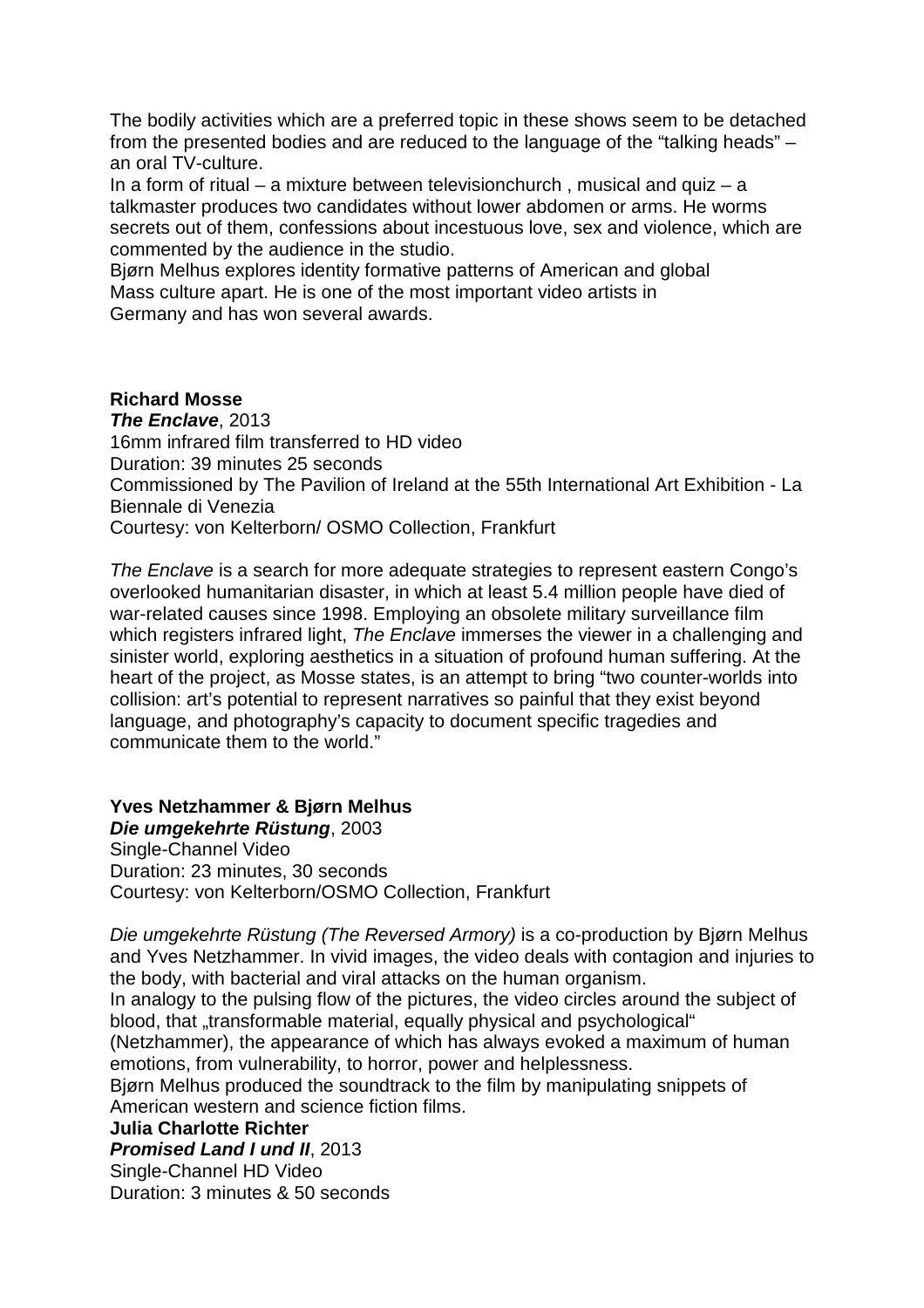The bodily activities which are a preferred topic in these shows seem to be detached from the presented bodies and are reduced to the language of the "talking heads" – an oral TV-culture.

In a form of ritual – a mixture between televisionchurch , musical and quiz – a talkmaster produces two candidates without lower abdomen or arms. He worms secrets out of them, confessions about incestuous love, sex and violence, which are commented by the audience in the studio.

Bjørn Melhus explores identity formative patterns of American and global Mass culture apart. He is one of the most important video artists in Germany and has won several awards.

**Richard Mosse**
***The Enclave***, 2013
16mm infrared film transferred to HD video
Duration: 39 minutes 25 seconds
Commissioned by The Pavilion of Ireland at the 55th International Art Exhibition - La Biennale di Venezia
Courtesy: von Kelterborn/ OSMO Collection, Frankfurt

*The Enclave* is a search for more adequate strategies to represent eastern Congo's overlooked humanitarian disaster, in which at least 5.4 million people have died of war-related causes since 1998. Employing an obsolete military surveillance film which registers infrared light, *The Enclave* immerses the viewer in a challenging and sinister world, exploring aesthetics in a situation of profound human suffering. At the heart of the project, as Mosse states, is an attempt to bring "two counter-worlds into collision: art's potential to represent narratives so painful that they exist beyond language, and photography's capacity to document specific tragedies and communicate them to the world."

**Yves Netzhammer & Bjørn Melhus**
***Die umgekehrte Rüstung***, 2003
Single-Channel Video
Duration: 23 minutes, 30 seconds
Courtesy: von Kelterborn/OSMO Collection, Frankfurt

*Die umgekehrte Rüstung (The Reversed Armory)* is a co-production by Bjørn Melhus and Yves Netzhammer. In vivid images, the video deals with contagion and injuries to the body, with bacterial and viral attacks on the human organism.

In analogy to the pulsing flow of the pictures, the video circles around the subject of blood, that „transformable material, equally physical and psychological" (Netzhammer), the appearance of which has always evoked a maximum of human emotions, from vulnerability, to horror, power and helplessness.

Bjørn Melhus produced the soundtrack to the film by manipulating snippets of American western and science fiction films.

**Julia Charlotte Richter**
***Promised Land I und II***, 2013
Single-Channel HD Video
Duration: 3 minutes & 50 seconds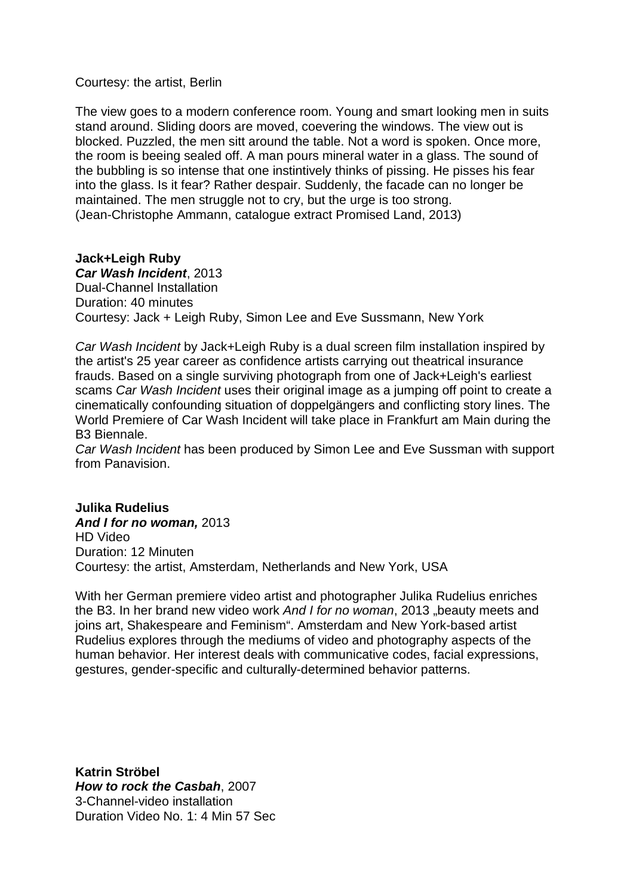Courtesy: the artist, Berlin

The view goes to a modern conference room. Young and smart looking men in suits stand around. Sliding doors are moved, coevering the windows. The view out is blocked. Puzzled, the men sitt around the table. Not a word is spoken. Once more, the room is beeing sealed off. A man pours mineral water in a glass. The sound of the bubbling is so intense that one instintively thinks of pissing. He pisses his fear into the glass. Is it fear? Rather despair. Suddenly, the facade can no longer be maintained. The men struggle not to cry, but the urge is too strong.
(Jean-Christophe Ammann, catalogue extract Promised Land, 2013)

**Jack+Leigh Ruby**
***Car Wash Incident***, 2013
Dual-Channel Installation
Duration: 40 minutes
Courtesy: Jack + Leigh Ruby, Simon Lee and Eve Sussmann, New York

*Car Wash Incident* by Jack+Leigh Ruby is a dual screen film installation inspired by the artist's 25 year career as confidence artists carrying out theatrical insurance frauds. Based on a single surviving photograph from one of Jack+Leigh's earliest scams *Car Wash Incident* uses their original image as a jumping off point to create a cinematically confounding situation of doppelgängers and conflicting story lines. The World Premiere of Car Wash Incident will take place in Frankfurt am Main during the B3 Biennale.
*Car Wash Incident* has been produced by Simon Lee and Eve Sussman with support from Panavision.

**Julika Rudelius**
***And I for no woman,*** 2013
HD Video
Duration: 12 Minuten
Courtesy: the artist, Amsterdam, Netherlands and New York, USA

With her German premiere video artist and photographer Julika Rudelius enriches the B3. In her brand new video work *And I for no woman*, 2013 „beauty meets and joins art, Shakespeare and Feminism". Amsterdam and New York-based artist Rudelius explores through the mediums of video and photography aspects of the human behavior. Her interest deals with communicative codes, facial expressions, gestures, gender-specific and culturally-determined behavior patterns.

**Katrin Ströbel**
***How to rock the Casbah***, 2007
3-Channel-video installation
Duration Video No. 1: 4 Min 57 Sec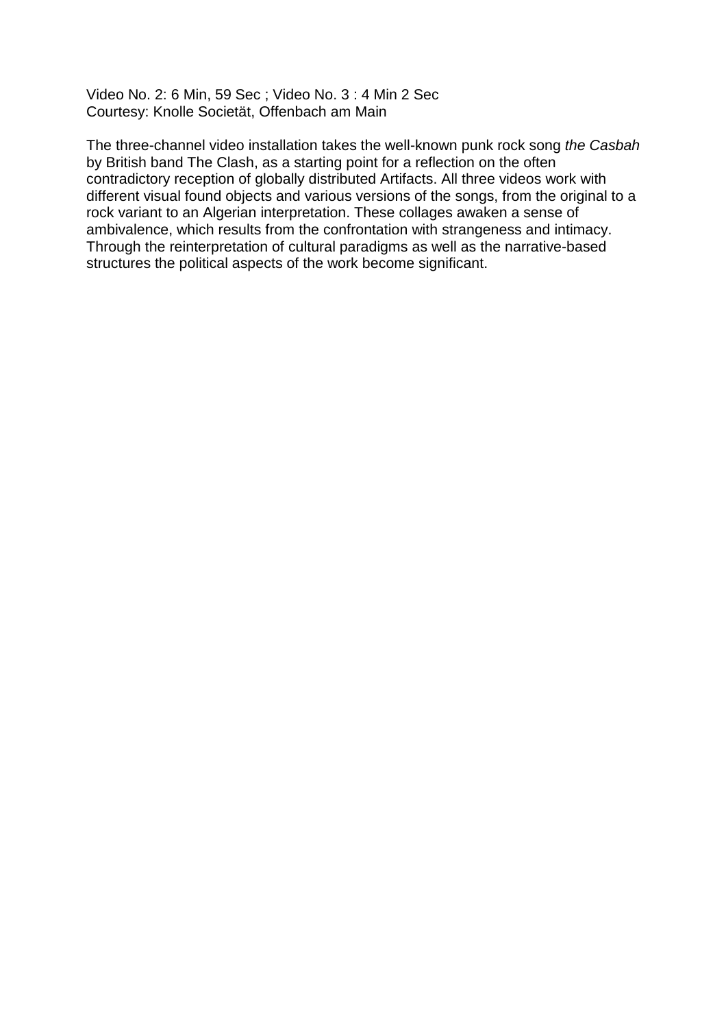Video No. 2: 6 Min, 59 Sec ; Video No. 3 : 4 Min 2 Sec
Courtesy: Knolle Societät, Offenbach am Main

The three-channel video installation takes the well-known punk rock song *the Casbah* by British band The Clash, as a starting point for a reflection on the often contradictory reception of globally distributed Artifacts. All three videos work with different visual found objects and various versions of the songs, from the original to a rock variant to an Algerian interpretation. These collages awaken a sense of ambivalence, which results from the confrontation with strangeness and intimacy. Through the reinterpretation of cultural paradigms as well as the narrative-based structures the political aspects of the work become significant.